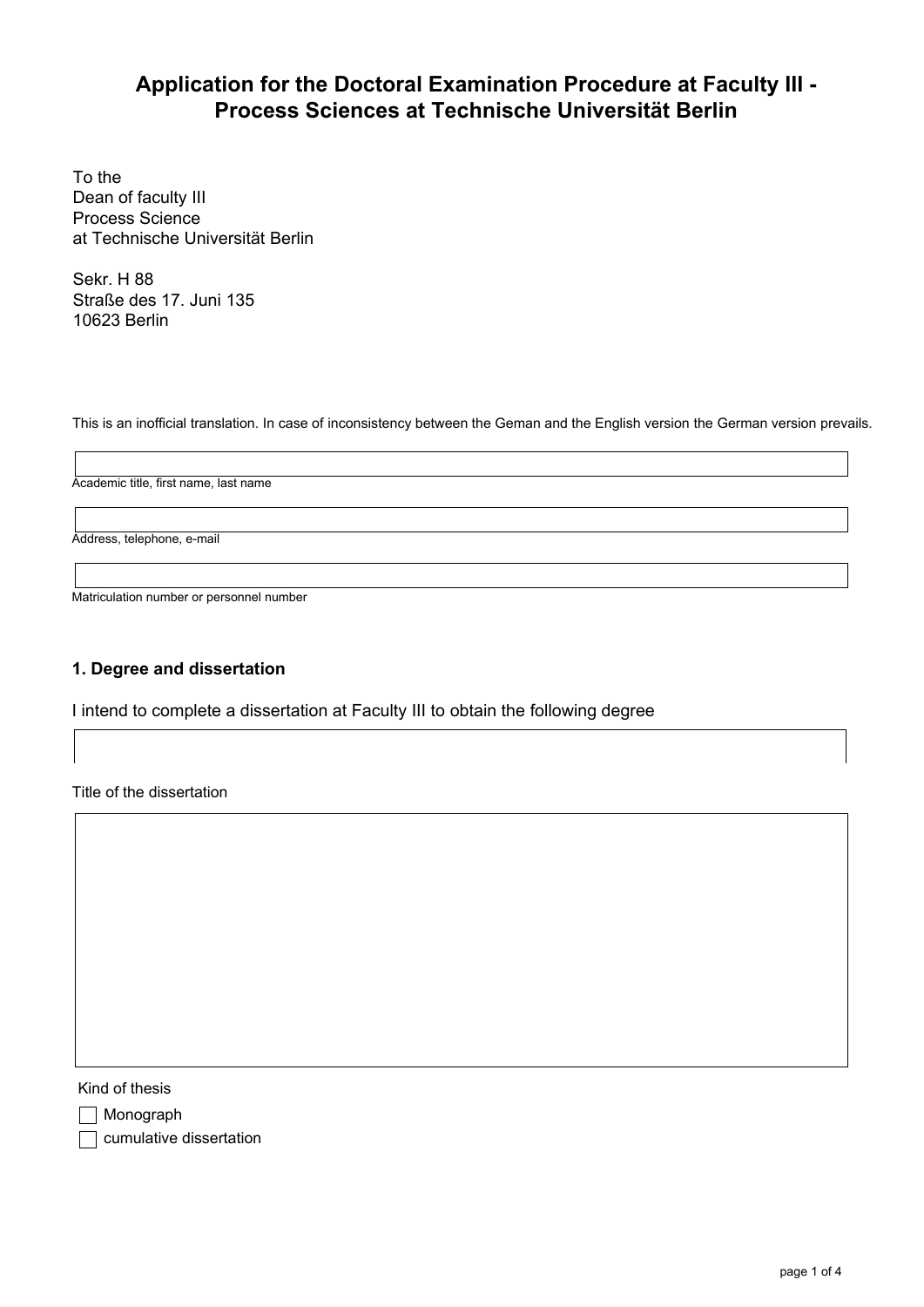# Application for the Doctoral Examination Procedure at Faculty III - Process Sciences at Technische Universität Berlin

To the
Dean of faculty III
Process Science
at Technische Universität Berlin

Sekr. H 88
Straße des 17. Juni 135
10623 Berlin

This is an inofficial translation. In case of inconsistency between the Geman and the English version the German version prevails.

Academic title, first name, last name

Address, telephone, e-mail

Matriculation number or personnel number

### 1. Degree and dissertation

I intend to complete a dissertation at Faculty III to obtain the following degree

Title of the dissertation

Kind of thesis

- [ ] Monograph
- [ ] cumulative dissertation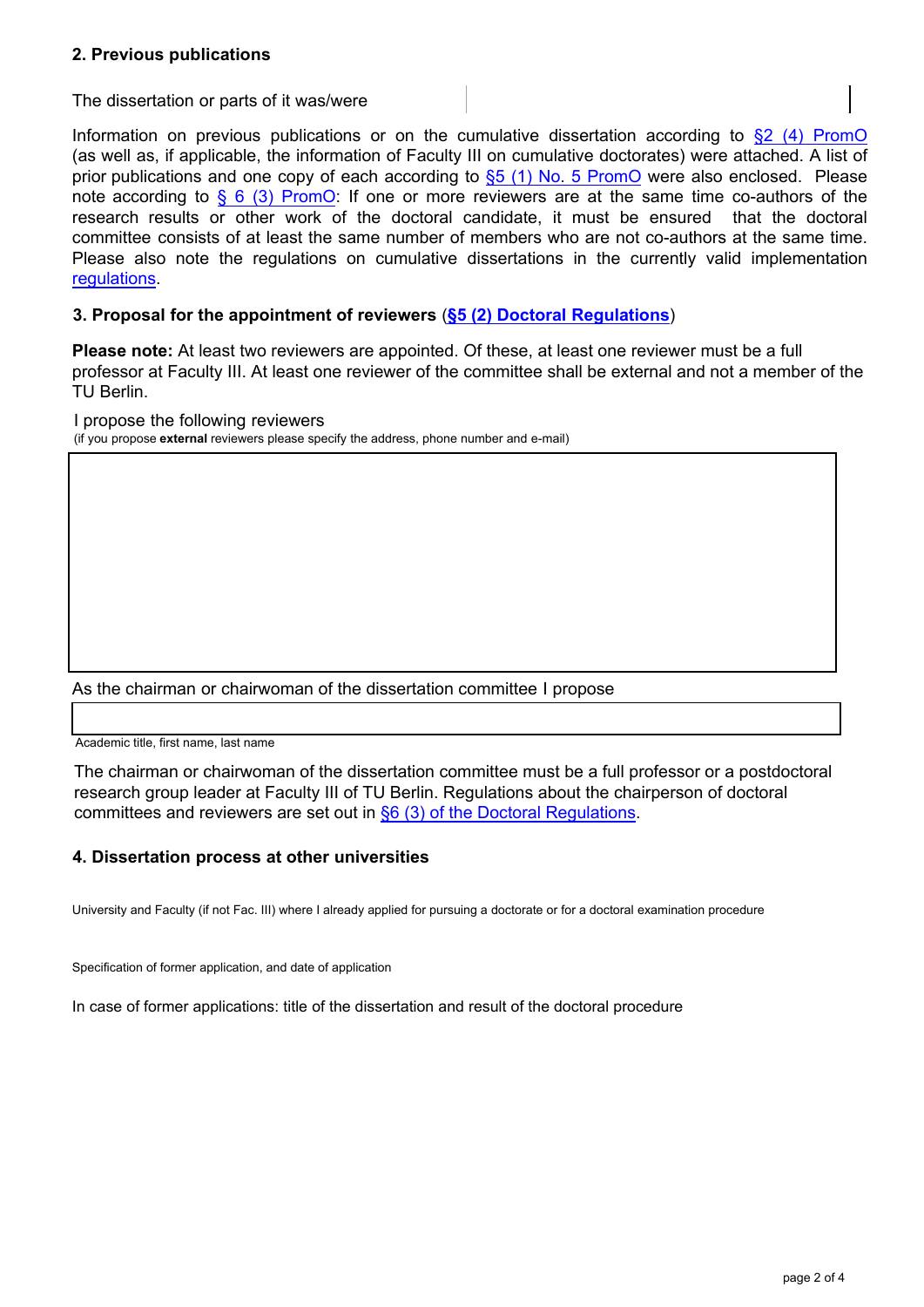## 2. Previous publications

The dissertation or parts of it was/were

Information on previous publications or on the cumulative dissertation according to §2 (4) PromO (as well as, if applicable, the information of Faculty III on cumulative doctorates) were attached. A list of prior publications and one copy of each according to §5 (1) No. 5 PromO were also enclosed. Please note according to § 6 (3) PromO: If one or more reviewers are at the same time co-authors of the research results or other work of the doctoral candidate, it must be ensured that the doctoral committee consists of at least the same number of members who are not co-authors at the same time. Please also note the regulations on cumulative dissertations in the currently valid implementation regulations.

## 3. Proposal for the appointment of reviewers (§5 (2) Doctoral Regulations)

**Please note:** At least two reviewers are appointed. Of these, at least one reviewer must be a full professor at Faculty III. At least one reviewer of the committee shall be external and not a member of the TU Berlin.

I propose the following reviewers
(if you propose **external** reviewers please specify the address, phone number and e-mail)

As the chairman or chairwoman of the dissertation committee I propose

Academic title, first name, last name

The chairman or chairwoman of the dissertation committee must be a full professor or a postdoctoral research group leader at Faculty III of TU Berlin. Regulations about the chairperson of doctoral committees and reviewers are set out in §6 (3) of the Doctoral Regulations.

## 4. Dissertation process at other universities

University and Faculty (if not Fac. III) where I already applied for pursuing a doctorate or for a doctoral examination procedure

Specification of former application, and date of application

In case of former applications: title of the dissertation and result of the doctoral procedure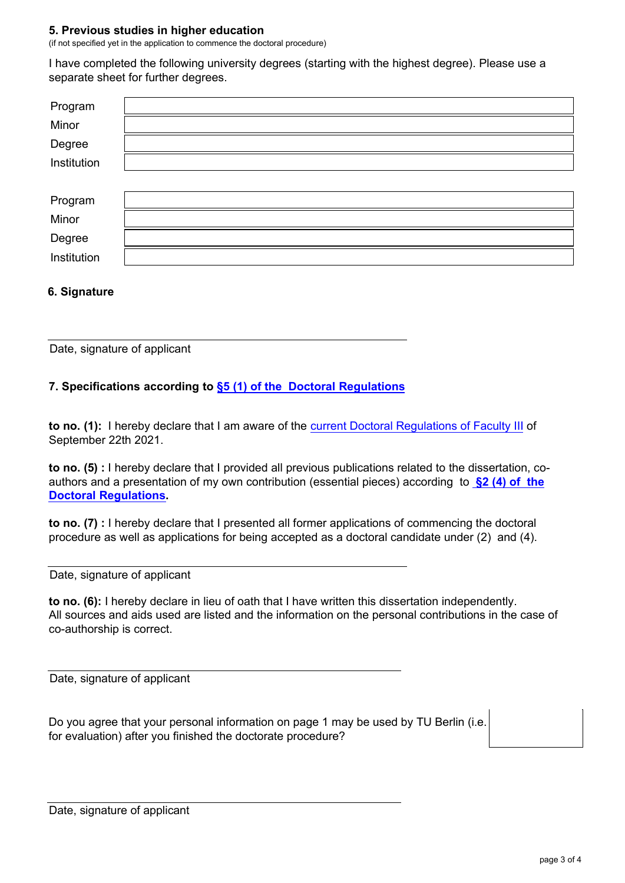### 5. Previous studies in higher education

(if not specified yet in the application to commence the doctoral procedure)

I have completed the following university degrees (starting with the highest degree). Please use a separate sheet for further degrees.

| | |
|---|---|
| Program | |
| Minor | |
| Degree | |
| Institution | |

| | |
|---|---|
| Program | |
| Minor | |
| Degree | |
| Institution | |

### 6. Signature

______________________________________

Date, signature of applicant

### 7. Specifications according to §5 (1) of the Doctoral Regulations

**to no. (1):** I hereby declare that I am aware of the current Doctoral Regulations of Faculty III of September 22th 2021.

**to no. (5) :** I hereby declare that I provided all previous publications related to the dissertation, co-authors and a presentation of my own contribution (essential pieces) according to **§2 (4) of the Doctoral Regulations**.

**to no. (7) :** I hereby declare that I presented all former applications of commencing the doctoral procedure as well as applications for being accepted as a doctoral candidate under (2) and (4).

______________________________________

Date, signature of applicant

**to no. (6):** I hereby declare in lieu of oath that I have written this dissertation independently. All sources and aids used are listed and the information on the personal contributions in the case of co-authorship is correct.

______________________________________

Date, signature of applicant

Do you agree that your personal information on page 1 may be used by TU Berlin (i.e. for evaluation) after you finished the doctorate procedure?

______________________________________

Date, signature of applicant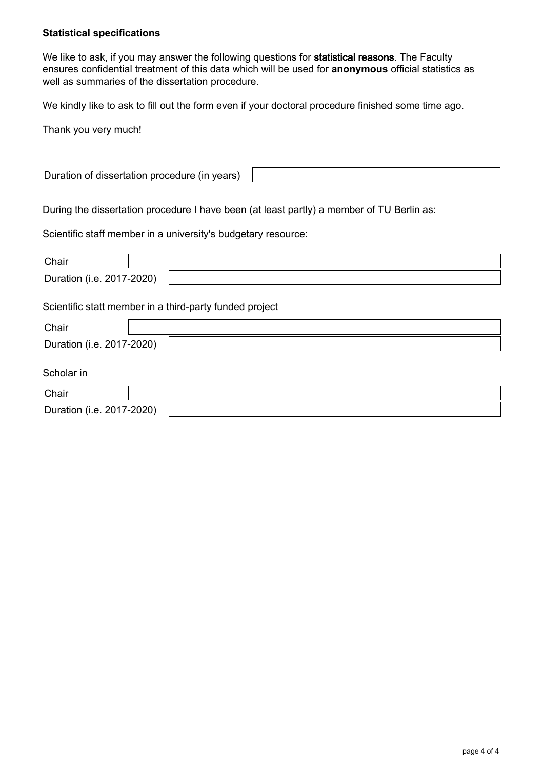**Statistical specifications**

We like to ask, if you may answer the following questions for **statistical reasons**. The Faculty ensures confidential treatment of this data which will be used for **anonymous** official statistics as well as summaries of the dissertation procedure.

We kindly like to ask to fill out the form even if your doctoral procedure finished some time ago.

Thank you very much!

Duration of dissertation procedure (in years)

During the dissertation procedure I have been (at least partly) a member of TU Berlin as:

Scientific staff member in a university's budgetary resource:

Chair

Duration (i.e. 2017-2020)

Scientific statt member in a third-party funded project

Chair

Duration (i.e. 2017-2020)

Scholar in

Chair

Duration (i.e. 2017-2020)